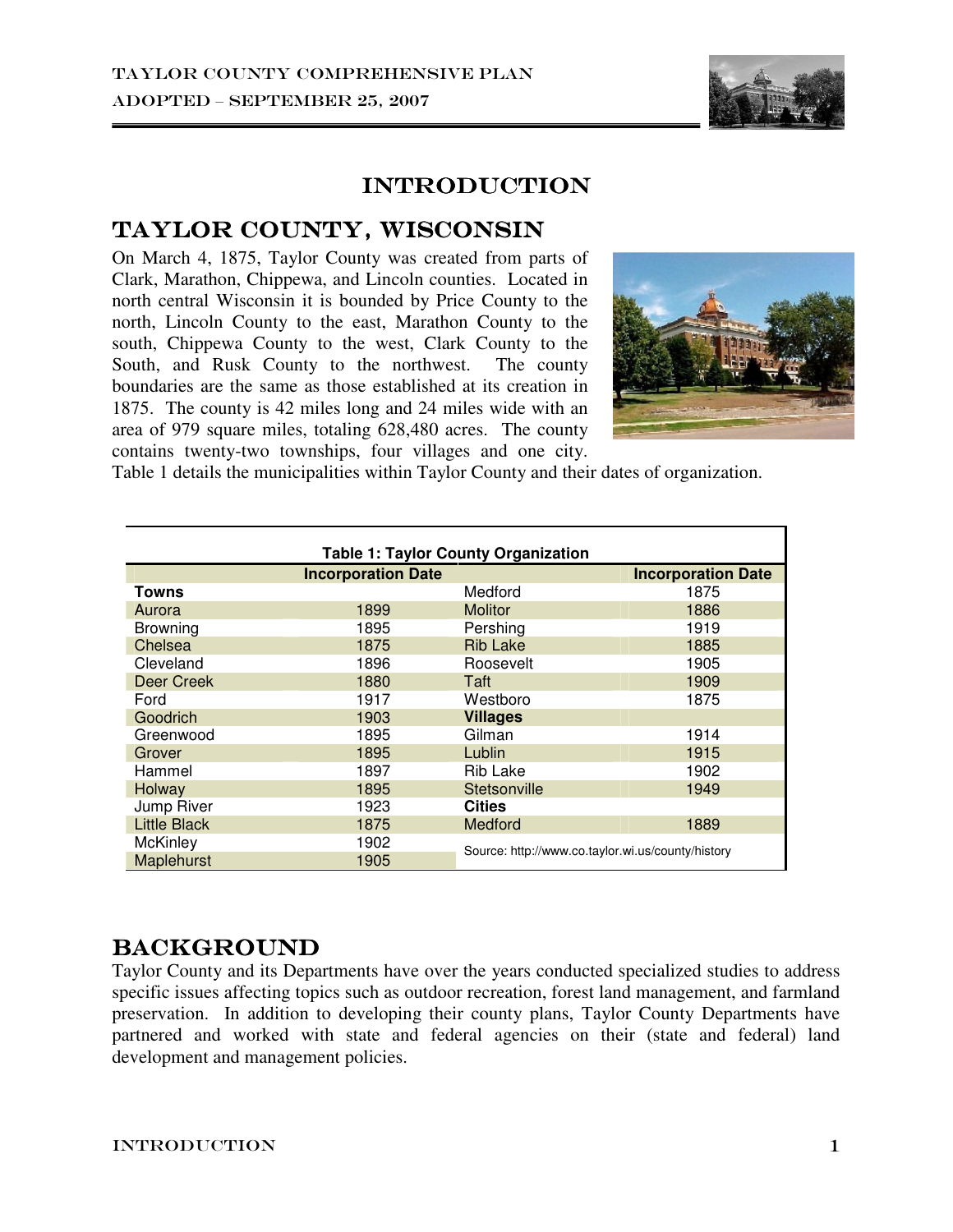# INTRODUCTION

## TAYLOR COUNTY, WISCONSIN

On March 4, 1875, Taylor County was created from parts of Clark, Marathon, Chippewa, and Lincoln counties. Located in north central Wisconsin it is bounded by Price County to the north, Lincoln County to the east, Marathon County to the south, Chippewa County to the west, Clark County to the South, and Rusk County to the northwest. The county boundaries are the same as those established at its creation in 1875. The county is 42 miles long and 24 miles wide with an area of 979 square miles, totaling 628,480 acres. The county contains twenty-two townships, four villages and one city. Table 1 details the municipalities within Taylor County and their dates of organization.

**Table 1: Taylor County Organization**

| | Incorporation Date | | Incorporation Date |
|---|---|---|---|
| **Towns** | | Medford | 1875 |
| Aurora | 1899 | Molitor | 1886 |
| Browning | 1895 | Pershing | 1919 |
| Chelsea | 1875 | Rib Lake | 1885 |
| Cleveland | 1896 | Roosevelt | 1905 |
| Deer Creek | 1880 | Taft | 1909 |
| Ford | 1917 | Westboro | 1875 |
| Goodrich | 1903 | **Villages** | |
| Greenwood | 1895 | Gilman | 1914 |
| Grover | 1895 | Lublin | 1915 |
| Hammel | 1897 | Rib Lake | 1902 |
| Holway | 1895 | Stetsonville | 1949 |
| Jump River | 1923 | **Cities** | |
| Little Black | 1875 | Medford | 1889 |
| McKinley | 1902 | Source: http://www.co.taylor.wi.us/county/history | |
| Maplehurst | 1905 | | |

## BACKGROUND

Taylor County and its Departments have over the years conducted specialized studies to address specific issues affecting topics such as outdoor recreation, forest land management, and farmland preservation. In addition to developing their county plans, Taylor County Departments have partnered and worked with state and federal agencies on their (state and federal) land development and management policies.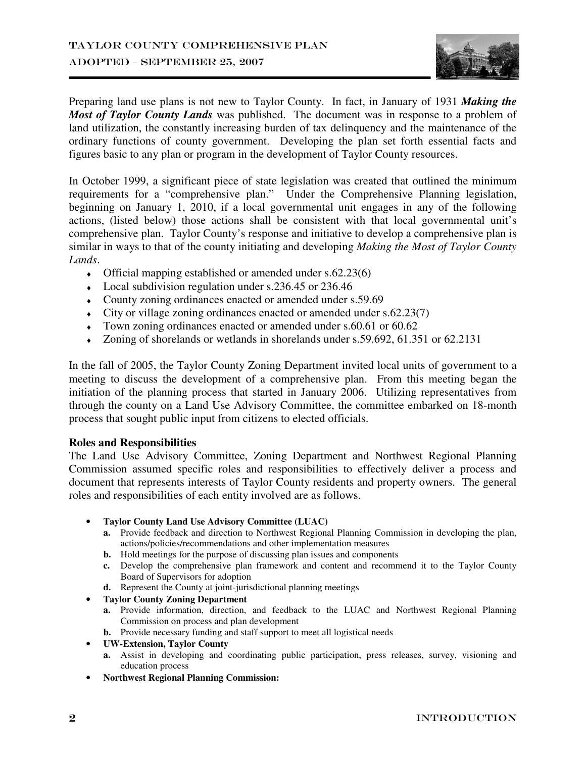Preparing land use plans is not new to Taylor County. In fact, in January of 1931 ***Making the Most of Taylor County Lands*** was published. The document was in response to a problem of land utilization, the constantly increasing burden of tax delinquency and the maintenance of the ordinary functions of county government. Developing the plan set forth essential facts and figures basic to any plan or program in the development of Taylor County resources.

In October 1999, a significant piece of state legislation was created that outlined the minimum requirements for a "comprehensive plan." Under the Comprehensive Planning legislation, beginning on January 1, 2010, if a local governmental unit engages in any of the following actions, (listed below) those actions shall be consistent with that local governmental unit's comprehensive plan. Taylor County's response and initiative to develop a comprehensive plan is similar in ways to that of the county initiating and developing *Making the Most of Taylor County Lands*.

- Official mapping established or amended under s.62.23(6)
- Local subdivision regulation under s.236.45 or 236.46
- County zoning ordinances enacted or amended under s.59.69
- City or village zoning ordinances enacted or amended under s.62.23(7)
- Town zoning ordinances enacted or amended under s.60.61 or 60.62
- Zoning of shorelands or wetlands in shorelands under s.59.692, 61.351 or 62.2131

In the fall of 2005, the Taylor County Zoning Department invited local units of government to a meeting to discuss the development of a comprehensive plan. From this meeting began the initiation of the planning process that started in January 2006. Utilizing representatives from through the county on a Land Use Advisory Committee, the committee embarked on 18-month process that sought public input from citizens to elected officials.

### Roles and Responsibilities

The Land Use Advisory Committee, Zoning Department and Northwest Regional Planning Commission assumed specific roles and responsibilities to effectively deliver a process and document that represents interests of Taylor County residents and property owners. The general roles and responsibilities of each entity involved are as follows.

- **Taylor County Land Use Advisory Committee (LUAC)**
  - **a.** Provide feedback and direction to Northwest Regional Planning Commission in developing the plan, actions/policies/recommendations and other implementation measures
  - **b.** Hold meetings for the purpose of discussing plan issues and components
  - **c.** Develop the comprehensive plan framework and content and recommend it to the Taylor County Board of Supervisors for adoption
  - **d.** Represent the County at joint-jurisdictional planning meetings
- **Taylor County Zoning Department**
  - **a.** Provide information, direction, and feedback to the LUAC and Northwest Regional Planning Commission on process and plan development
  - **b.** Provide necessary funding and staff support to meet all logistical needs
- **UW-Extension, Taylor County**
  - **a.** Assist in developing and coordinating public participation, press releases, survey, visioning and education process
- **Northwest Regional Planning Commission:**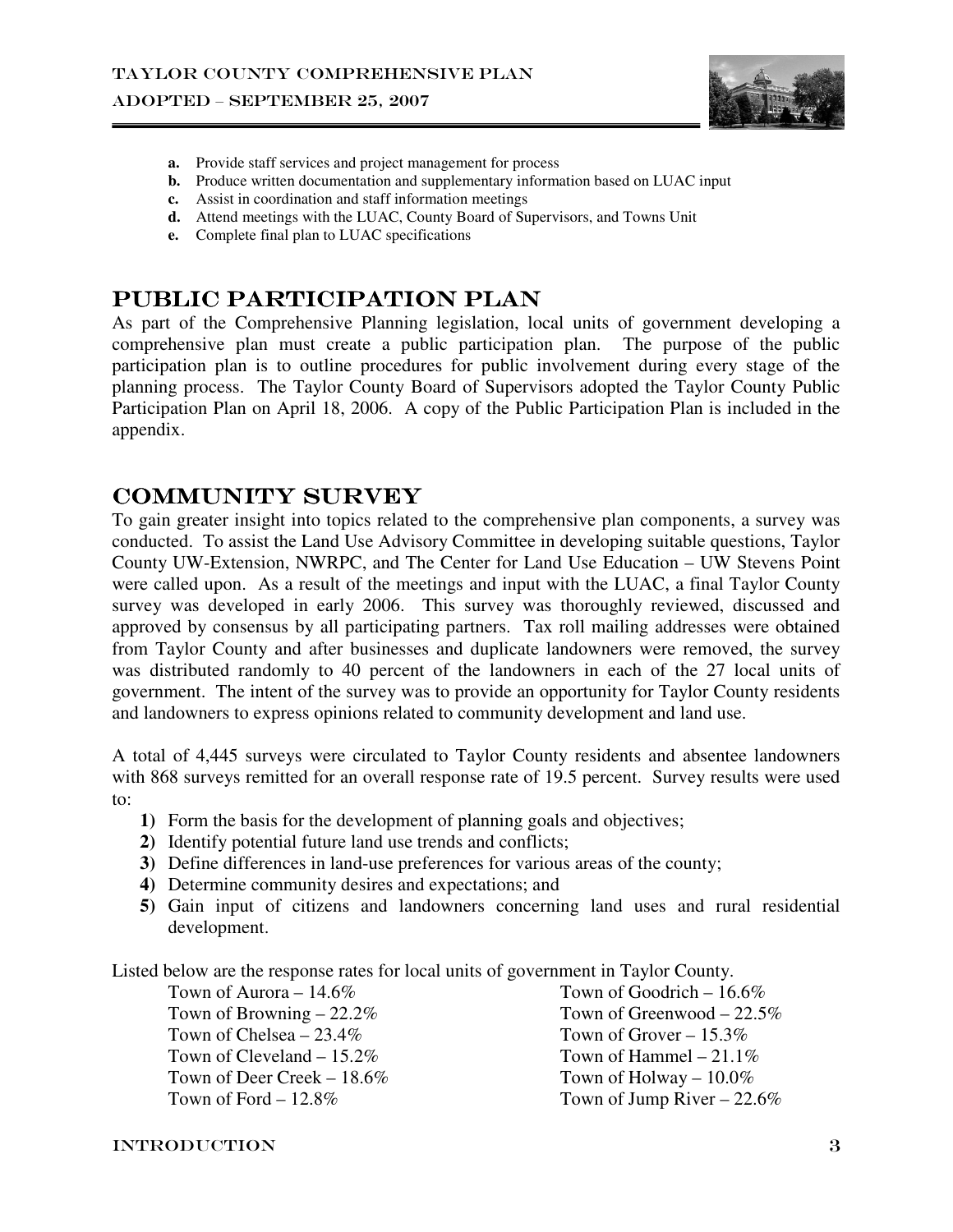**a.** Provide staff services and project management for process
**b.** Produce written documentation and supplementary information based on LUAC input
**c.** Assist in coordination and staff information meetings
**d.** Attend meetings with the LUAC, County Board of Supervisors, and Towns Unit
**e.** Complete final plan to LUAC specifications

## PUBLIC PARTICIPATION PLAN

As part of the Comprehensive Planning legislation, local units of government developing a comprehensive plan must create a public participation plan. The purpose of the public participation plan is to outline procedures for public involvement during every stage of the planning process. The Taylor County Board of Supervisors adopted the Taylor County Public Participation Plan on April 18, 2006. A copy of the Public Participation Plan is included in the appendix.

## COMMUNITY SURVEY

To gain greater insight into topics related to the comprehensive plan components, a survey was conducted. To assist the Land Use Advisory Committee in developing suitable questions, Taylor County UW-Extension, NWRPC, and The Center for Land Use Education – UW Stevens Point were called upon. As a result of the meetings and input with the LUAC, a final Taylor County survey was developed in early 2006. This survey was thoroughly reviewed, discussed and approved by consensus by all participating partners. Tax roll mailing addresses were obtained from Taylor County and after businesses and duplicate landowners were removed, the survey was distributed randomly to 40 percent of the landowners in each of the 27 local units of government. The intent of the survey was to provide an opportunity for Taylor County residents and landowners to express opinions related to community development and land use.

A total of 4,445 surveys were circulated to Taylor County residents and absentee landowners with 868 surveys remitted for an overall response rate of 19.5 percent. Survey results were used to:

1) Form the basis for the development of planning goals and objectives;
2) Identify potential future land use trends and conflicts;
3) Define differences in land-use preferences for various areas of the county;
4) Determine community desires and expectations; and
5) Gain input of citizens and landowners concerning land uses and rural residential development.

Listed below are the response rates for local units of government in Taylor County.

Town of Aurora – 14.6%
Town of Browning – 22.2%
Town of Chelsea – 23.4%
Town of Cleveland – 15.2%
Town of Deer Creek – 18.6%
Town of Ford – 12.8%
Town of Goodrich – 16.6%
Town of Greenwood – 22.5%
Town of Grover – 15.3%
Town of Hammel – 21.1%
Town of Holway – 10.0%
Town of Jump River – 22.6%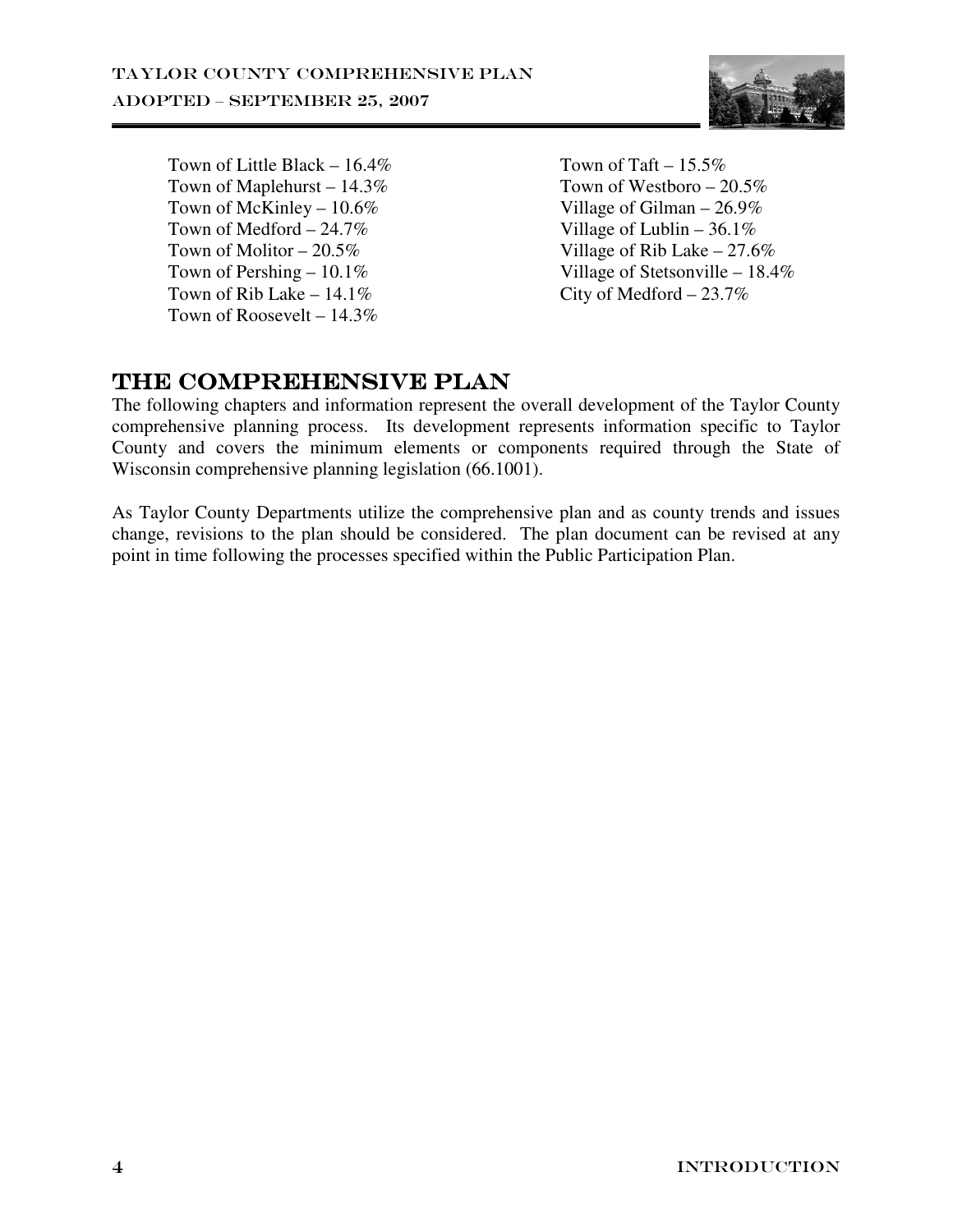- Town of Little Black – 16.4%
- Town of Maplehurst – 14.3%
- Town of McKinley – 10.6%
- Town of Medford – 24.7%
- Town of Molitor – 20.5%
- Town of Pershing – 10.1%
- Town of Rib Lake – 14.1%
- Town of Roosevelt – 14.3%
- Town of Taft – 15.5%
- Town of Westboro – 20.5%
- Village of Gilman – 26.9%
- Village of Lublin – 36.1%
- Village of Rib Lake – 27.6%
- Village of Stetsonville – 18.4%
- City of Medford – 23.7%

## THE COMPREHENSIVE PLAN

The following chapters and information represent the overall development of the Taylor County comprehensive planning process. Its development represents information specific to Taylor County and covers the minimum elements or components required through the State of Wisconsin comprehensive planning legislation (66.1001).

As Taylor County Departments utilize the comprehensive plan and as county trends and issues change, revisions to the plan should be considered. The plan document can be revised at any point in time following the processes specified within the Public Participation Plan.